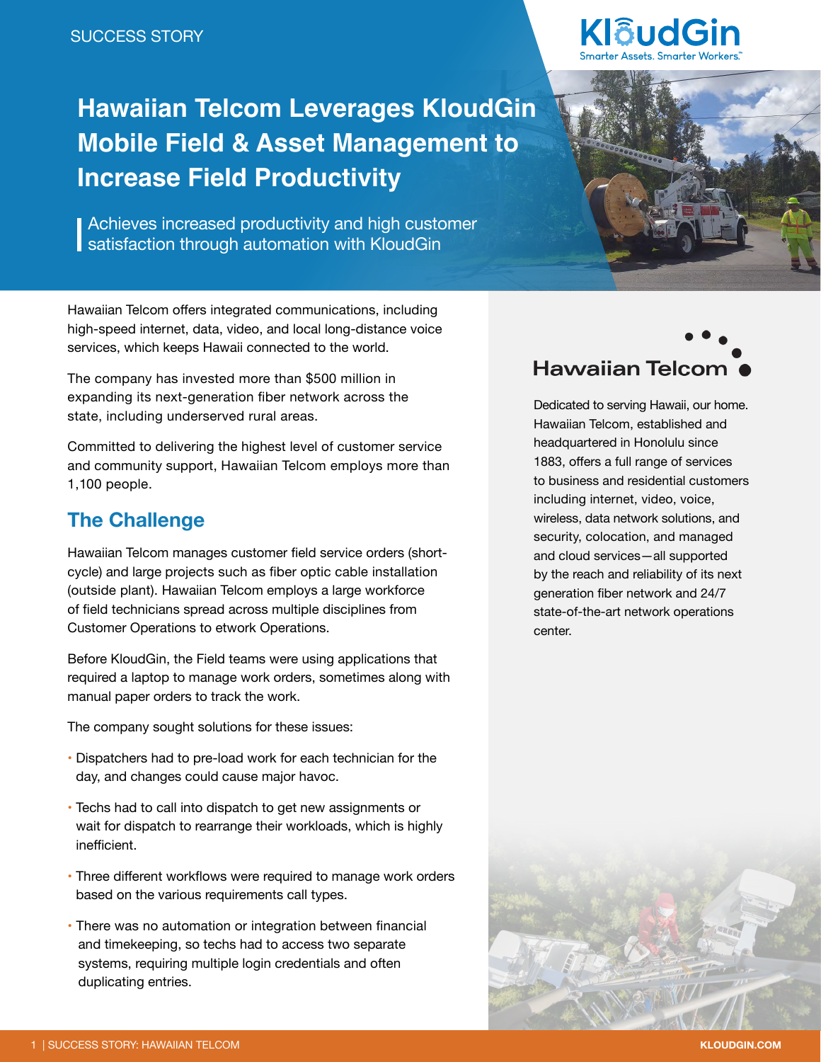SUCCESS STORY

KloudGin
Smarter Assets. Smarter Workers.™

# Hawaiian Telcom Leverages KloudGin Mobile Field & Asset Management to Increase Field Productivity

Achieves increased productivity and high customer satisfaction through automation with KloudGin

Hawaiian Telcom offers integrated communications, including high-speed internet, data, video, and local long-distance voice services, which keeps Hawaii connected to the world.

The company has invested more than $500 million in expanding its next-generation fiber network across the state, including underserved rural areas.

Committed to delivering the highest level of customer service and community support, Hawaiian Telcom employs more than 1,100 people.

## The Challenge

Hawaiian Telcom manages customer field service orders (short-cycle) and large projects such as fiber optic cable installation (outside plant). Hawaiian Telcom employs a large workforce of field technicians spread across multiple disciplines from Customer Operations to etwork Operations.

Before KloudGin, the Field teams were using applications that required a laptop to manage work orders, sometimes along with manual paper orders to track the work.

The company sought solutions for these issues:

- Dispatchers had to pre-load work for each technician for the day, and changes could cause major havoc.
- Techs had to call into dispatch to get new assignments or wait for dispatch to rearrange their workloads, which is highly inefficient.
- Three different workflows were required to manage work orders based on the various requirements call types.
- There was no automation or integration between financial and timekeeping, so techs had to access two separate systems, requiring multiple login credentials and often duplicating entries.

Hawaiian Telcom

Dedicated to serving Hawaii, our home. Hawaiian Telcom, established and headquartered in Honolulu since 1883, offers a full range of services to business and residential customers including internet, video, voice, wireless, data network solutions, and security, colocation, and managed and cloud services—all supported by the reach and reliability of its next generation fiber network and 24/7 state-of-the-art network operations center.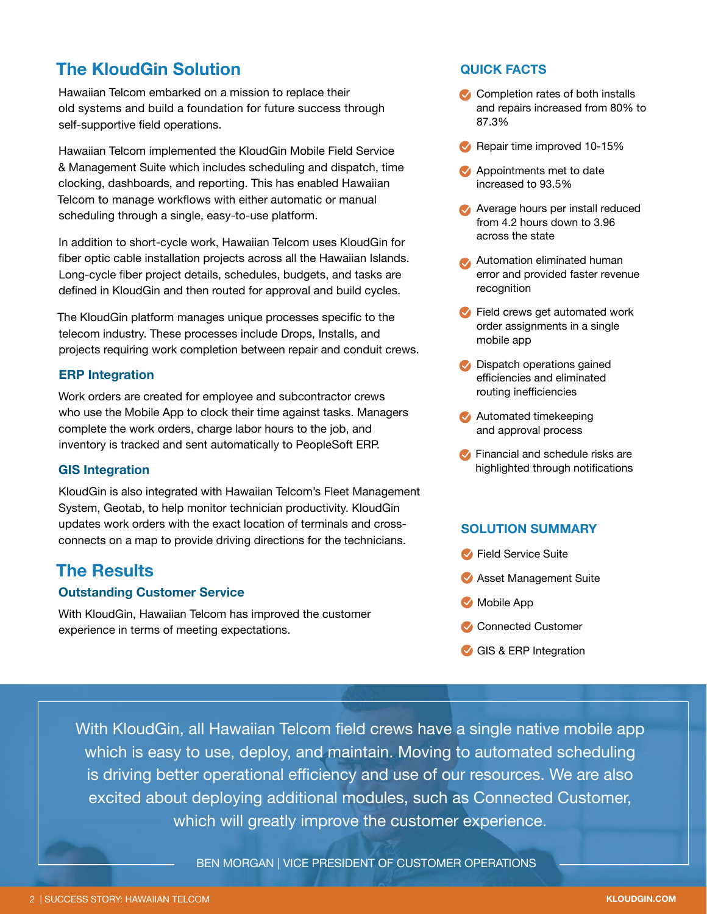## The KloudGin Solution

Hawaiian Telcom embarked on a mission to replace their old systems and build a foundation for future success through self-supportive field operations.

Hawaiian Telcom implemented the KloudGin Mobile Field Service & Management Suite which includes scheduling and dispatch, time clocking, dashboards, and reporting. This has enabled Hawaiian Telcom to manage workflows with either automatic or manual scheduling through a single, easy-to-use platform.

In addition to short-cycle work, Hawaiian Telcom uses KloudGin for fiber optic cable installation projects across all the Hawaiian Islands. Long-cycle fiber project details, schedules, budgets, and tasks are defined in KloudGin and then routed for approval and build cycles.

The KloudGin platform manages unique processes specific to the telecom industry. These processes include Drops, Installs, and projects requiring work completion between repair and conduit crews.

### ERP Integration

Work orders are created for employee and subcontractor crews who use the Mobile App to clock their time against tasks. Managers complete the work orders, charge labor hours to the job, and inventory is tracked and sent automatically to PeopleSoft ERP.

### GIS Integration

KloudGin is also integrated with Hawaiian Telcom's Fleet Management System, Geotab, to help monitor technician productivity. KloudGin updates work orders with the exact location of terminals and cross-connects on a map to provide driving directions for the technicians.

## The Results

### Outstanding Customer Service

With KloudGin, Hawaiian Telcom has improved the customer experience in terms of meeting expectations.

### QUICK FACTS

- Completion rates of both installs and repairs increased from 80% to 87.3%
- Repair time improved 10-15%
- Appointments met to date increased to 93.5%
- Average hours per install reduced from 4.2 hours down to 3.96 across the state
- Automation eliminated human error and provided faster revenue recognition
- Field crews get automated work order assignments in a single mobile app
- Dispatch operations gained efficiencies and eliminated routing inefficiencies
- Automated timekeeping and approval process
- Financial and schedule risks are highlighted through notifications

### SOLUTION SUMMARY

- Field Service Suite
- Asset Management Suite
- Mobile App
- Connected Customer
- GIS & ERP Integration

> With KloudGin, all Hawaiian Telcom field crews have a single native mobile app which is easy to use, deploy, and maintain. Moving to automated scheduling is driving better operational efficiency and use of our resources. We are also excited about deploying additional modules, such as Connected Customer, which will greatly improve the customer experience.
>
> BEN MORGAN | VICE PRESIDENT OF CUSTOMER OPERATIONS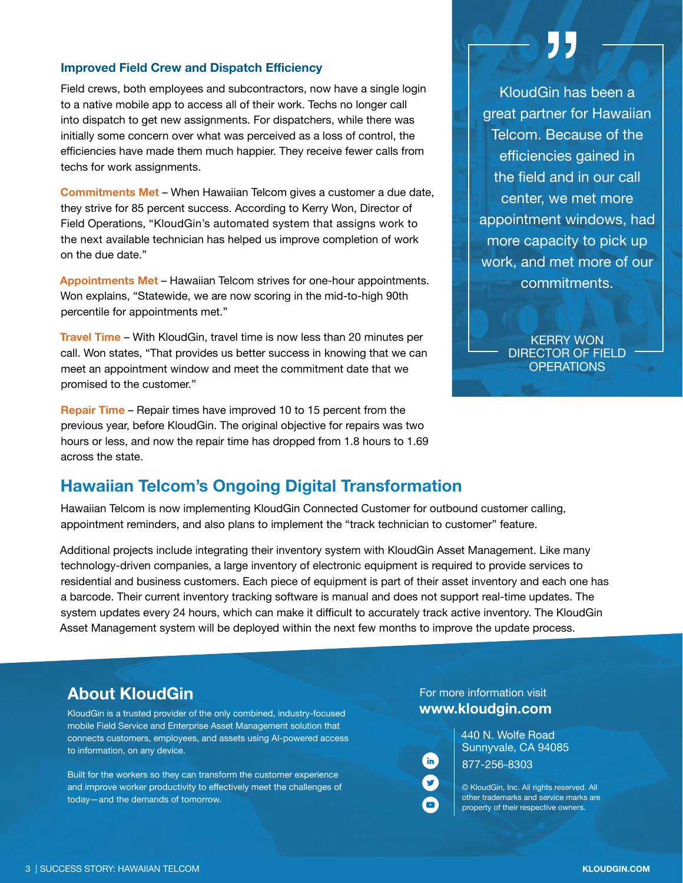### Improved Field Crew and Dispatch Efficiency

Field crews, both employees and subcontractors, now have a single login to a native mobile app to access all of their work. Techs no longer call into dispatch to get new assignments. For dispatchers, while there was initially some concern over what was perceived as a loss of control, the efficiencies have made them much happier. They receive fewer calls from techs for work assignments.

**Commitments Met** – When Hawaiian Telcom gives a customer a due date, they strive for 85 percent success. According to Kerry Won, Director of Field Operations, "KloudGin's automated system that assigns work to the next available technician has helped us improve completion of work on the due date."

**Appointments Met** – Hawaiian Telcom strives for one-hour appointments. Won explains, "Statewide, we are now scoring in the mid-to-high 90th percentile for appointments met."

**Travel Time** – With KloudGin, travel time is now less than 20 minutes per call. Won states, "That provides us better success in knowing that we can meet an appointment window and meet the commitment date that we promised to the customer."

**Repair Time** – Repair times have improved 10 to 15 percent from the previous year, before KloudGin. The original objective for repairs was two hours or less, and now the repair time has dropped from 1.8 hours to 1.69 across the state.

> KloudGin has been a great partner for Hawaiian Telcom. Because of the efficiencies gained in the field and in our call center, we met more appointment windows, had more capacity to pick up work, and met more of our commitments.
>
> KERRY WON
> DIRECTOR OF FIELD OPERATIONS

## Hawaiian Telcom's Ongoing Digital Transformation

Hawaiian Telcom is now implementing KloudGin Connected Customer for outbound customer calling, appointment reminders, and also plans to implement the "track technician to customer" feature.

Additional projects include integrating their inventory system with KloudGin Asset Management. Like many technology-driven companies, a large inventory of electronic equipment is required to provide services to residential and business customers. Each piece of equipment is part of their asset inventory and each one has a barcode. Their current inventory tracking software is manual and does not support real-time updates. The system updates every 24 hours, which can make it difficult to accurately track active inventory. The KloudGin Asset Management system will be deployed within the next few months to improve the update process.

## About KloudGin

KloudGin is a trusted provider of the only combined, industry-focused mobile Field Service and Enterprise Asset Management solution that connects customers, employees, and assets using AI-powered access to information, on any device.

Built for the workers so they can transform the customer experience and improve worker productivity to effectively meet the challenges of today—and the demands of tomorrow.

For more information visit
**www.kloudgin.com**

440 N. Wolfe Road
Sunnyvale, CA 94085
877-256-8303

© KloudGin, Inc. All rights reserved. All other trademarks and service marks are property of their respective owners.